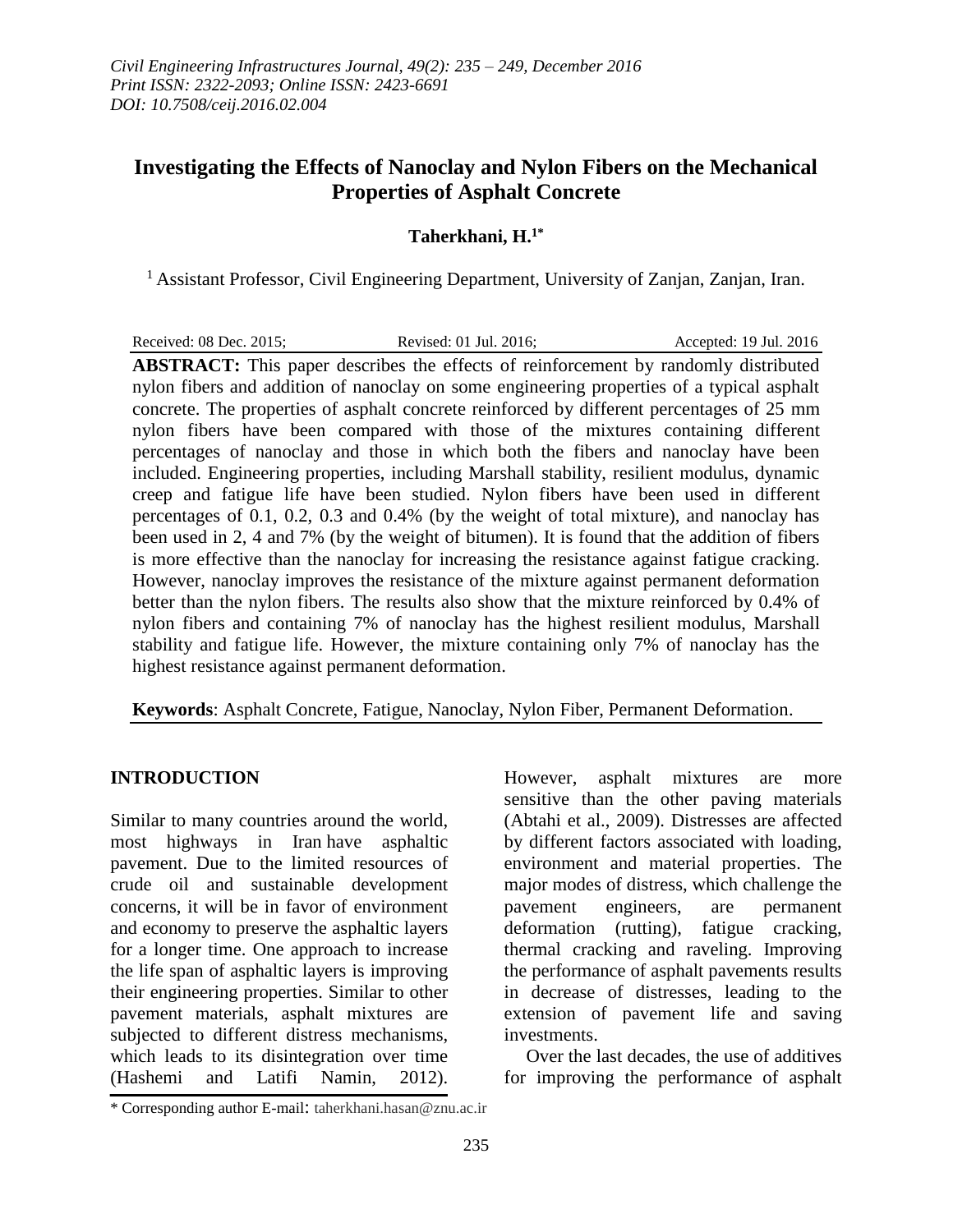# Investigating the Effects of Nanoclay and Nylon Fibers on the Mechanical Properties of Asphalt Concrete

**Taherkhani, H.[1*]**

[1] Assistant Professor, Civil Engineering Department, University of Zanjan, Zanjan, Iran.

Received: 08 Dec. 2015; Revised: 01 Jul. 2016; Accepted: 19 Jul. 2016

**ABSTRACT:** This paper describes the effects of reinforcement by randomly distributed nylon fibers and addition of nanoclay on some engineering properties of a typical asphalt concrete. The properties of asphalt concrete reinforced by different percentages of 25 mm nylon fibers have been compared with those of the mixtures containing different percentages of nanoclay and those in which both the fibers and nanoclay have been included. Engineering properties, including Marshall stability, resilient modulus, dynamic creep and fatigue life have been studied. Nylon fibers have been used in different percentages of 0.1, 0.2, 0.3 and 0.4% (by the weight of total mixture), and nanoclay has been used in 2, 4 and 7% (by the weight of bitumen). It is found that the addition of fibers is more effective than the nanoclay for increasing the resistance against fatigue cracking. However, nanoclay improves the resistance of the mixture against permanent deformation better than the nylon fibers. The results also show that the mixture reinforced by 0.4% of nylon fibers and containing 7% of nanoclay has the highest resilient modulus, Marshall stability and fatigue life. However, the mixture containing only 7% of nanoclay has the highest resistance against permanent deformation.

**Keywords**: Asphalt Concrete, Fatigue, Nanoclay, Nylon Fiber, Permanent Deformation.

## INTRODUCTION

Similar to many countries around the world, most highways in Iran have asphaltic pavement. Due to the limited resources of crude oil and sustainable development concerns, it will be in favor of environment and economy to preserve the asphaltic layers for a longer time. One approach to increase the life span of asphaltic layers is improving their engineering properties. Similar to other pavement materials, asphalt mixtures are subjected to different distress mechanisms, which leads to its disintegration over time (Hashemi and Latifi Namin, 2012). However, asphalt mixtures are more sensitive than the other paving materials (Abtahi et al., 2009). Distresses are affected by different factors associated with loading, environment and material properties. The major modes of distress, which challenge the pavement engineers, are permanent deformation (rutting), fatigue cracking, thermal cracking and raveling. Improving the performance of asphalt pavements results in decrease of distresses, leading to the extension of pavement life and saving investments.

Over the last decades, the use of additives for improving the performance of asphalt

\* Corresponding author E-mail: taherkhani.hasan@znu.ac.ir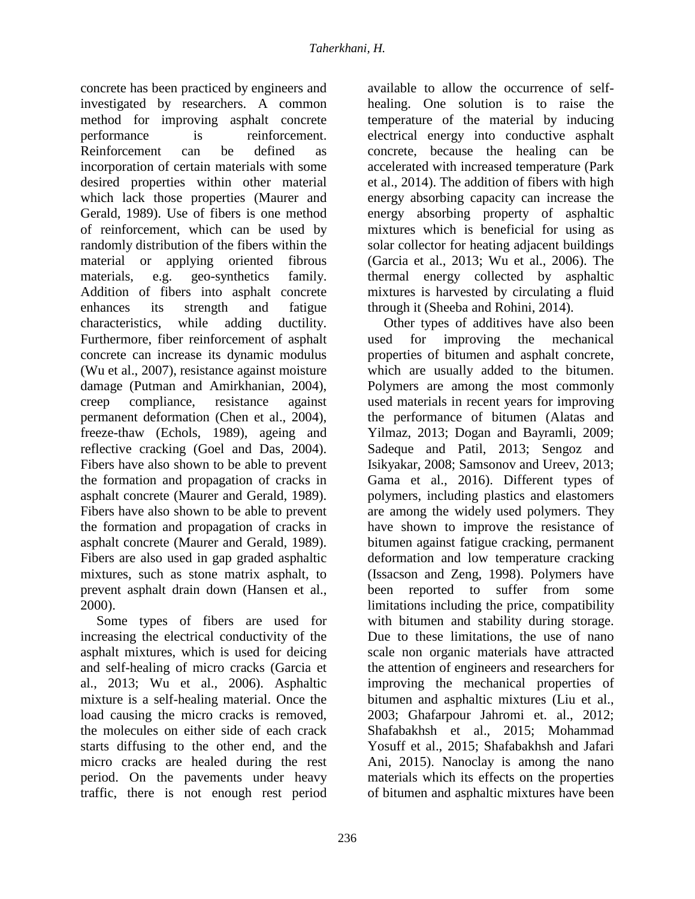concrete has been practiced by engineers and investigated by researchers. A common method for improving asphalt concrete performance is reinforcement. Reinforcement can be defined as incorporation of certain materials with some desired properties within other material which lack those properties (Maurer and Gerald, 1989). Use of fibers is one method of reinforcement, which can be used by randomly distribution of the fibers within the material or applying oriented fibrous materials, e.g. geo-synthetics family. Addition of fibers into asphalt concrete enhances its strength and fatigue characteristics, while adding ductility. Furthermore, fiber reinforcement of asphalt concrete can increase its dynamic modulus (Wu et al., 2007), resistance against moisture damage (Putman and Amirkhanian, 2004), creep compliance, resistance against permanent deformation (Chen et al., 2004), freeze-thaw (Echols, 1989), ageing and reflective cracking (Goel and Das, 2004). Fibers have also shown to be able to prevent the formation and propagation of cracks in asphalt concrete (Maurer and Gerald, 1989). Fibers have also shown to be able to prevent the formation and propagation of cracks in asphalt concrete (Maurer and Gerald, 1989). Fibers are also used in gap graded asphaltic mixtures, such as stone matrix asphalt, to prevent asphalt drain down (Hansen et al., 2000).

Some types of fibers are used for increasing the electrical conductivity of the asphalt mixtures, which is used for deicing and self-healing of micro cracks (Garcia et al., 2013; Wu et al., 2006). Asphaltic mixture is a self-healing material. Once the load causing the micro cracks is removed, the molecules on either side of each crack starts diffusing to the other end, and the micro cracks are healed during the rest period. On the pavements under heavy traffic, there is not enough rest period available to allow the occurrence of self-healing. One solution is to raise the temperature of the material by inducing electrical energy into conductive asphalt concrete, because the healing can be accelerated with increased temperature (Park et al., 2014). The addition of fibers with high energy absorbing capacity can increase the energy absorbing property of asphaltic mixtures which is beneficial for using as solar collector for heating adjacent buildings (Garcia et al., 2013; Wu et al., 2006). The thermal energy collected by asphaltic mixtures is harvested by circulating a fluid through it (Sheeba and Rohini, 2014).

Other types of additives have also been used for improving the mechanical properties of bitumen and asphalt concrete, which are usually added to the bitumen. Polymers are among the most commonly used materials in recent years for improving the performance of bitumen (Alatas and Yilmaz, 2013; Dogan and Bayramli, 2009; Sadeque and Patil, 2013; Sengoz and Isikyakar, 2008; Samsonov and Ureev, 2013; Gama et al., 2016). Different types of polymers, including plastics and elastomers are among the widely used polymers. They have shown to improve the resistance of bitumen against fatigue cracking, permanent deformation and low temperature cracking (Issacson and Zeng, 1998). Polymers have been reported to suffer from some limitations including the price, compatibility with bitumen and stability during storage. Due to these limitations, the use of nano scale non organic materials have attracted the attention of engineers and researchers for improving the mechanical properties of bitumen and asphaltic mixtures (Liu et al., 2003; Ghafarpour Jahromi et. al., 2012; Shafabakhsh et al., 2015; Mohammad Yosuff et al., 2015; Shafabakhsh and Jafari Ani, 2015). Nanoclay is among the nano materials which its effects on the properties of bitumen and asphaltic mixtures have been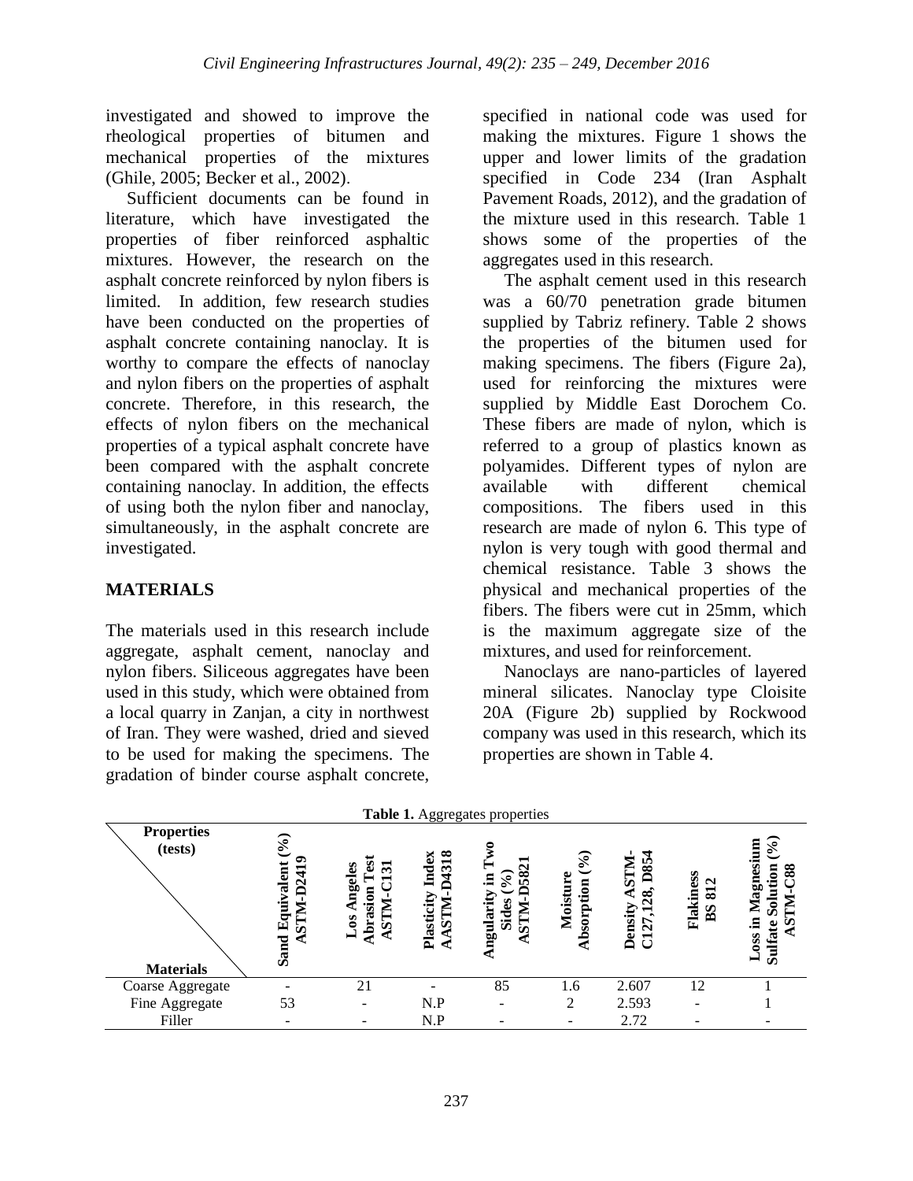investigated and showed to improve the rheological properties of bitumen and mechanical properties of the mixtures (Ghile, 2005; Becker et al., 2002).

Sufficient documents can be found in literature, which have investigated the properties of fiber reinforced asphaltic mixtures. However, the research on the asphalt concrete reinforced by nylon fibers is limited. In addition, few research studies have been conducted on the properties of asphalt concrete containing nanoclay. It is worthy to compare the effects of nanoclay and nylon fibers on the properties of asphalt concrete. Therefore, in this research, the effects of nylon fibers on the mechanical properties of a typical asphalt concrete have been compared with the asphalt concrete containing nanoclay. In addition, the effects of using both the nylon fiber and nanoclay, simultaneously, in the asphalt concrete are investigated.

## MATERIALS

The materials used in this research include aggregate, asphalt cement, nanoclay and nylon fibers. Siliceous aggregates have been used in this study, which were obtained from a local quarry in Zanjan, a city in northwest of Iran. They were washed, dried and sieved to be used for making the specimens. The gradation of binder course asphalt concrete, specified in national code was used for making the mixtures. Figure 1 shows the upper and lower limits of the gradation specified in Code 234 (Iran Asphalt Pavement Roads, 2012), and the gradation of the mixture used in this research. Table 1 shows some of the properties of the aggregates used in this research.

The asphalt cement used in this research was a 60/70 penetration grade bitumen supplied by Tabriz refinery. Table 2 shows the properties of the bitumen used for making specimens. The fibers (Figure 2a), used for reinforcing the mixtures were supplied by Middle East Dorochem Co. These fibers are made of nylon, which is referred to a group of plastics known as polyamides. Different types of nylon are available with different chemical compositions. The fibers used in this research are made of nylon 6. This type of nylon is very tough with good thermal and chemical resistance. Table 3 shows the physical and mechanical properties of the fibers. The fibers were cut in 25mm, which is the maximum aggregate size of the mixtures, and used for reinforcement.

Nanoclays are nano-particles of layered mineral silicates. Nanoclay type Cloisite 20A (Figure 2b) supplied by Rockwood company was used in this research, which its properties are shown in Table 4.

**Table 1.** Aggregates properties

| Properties (tests) / Materials | Sand Equivalent (%) ASTM-D2419 | Los Angeles Abrasion Test ASTM-C131 | Plasticity Index AASTM-D4318 | Angularity in Two Sides (%) ASTM-D5821 | Moisture Absorption (%) | Density ASTM-C127,128, D854 | Flakiness BS 812 | Loss in Magnesium Sulfate Solution (%) ASTM-C88 |
|---|---|---|---|---|---|---|---|---|
| Coarse Aggregate | - | 21 | - | 85 | 1.6 | 2.607 | 12 | 1 |
| Fine Aggregate | 53 | - | N.P | - | 2 | 2.593 | - | 1 |
| Filler | - | - | N.P | - | - | 2.72 | - | - |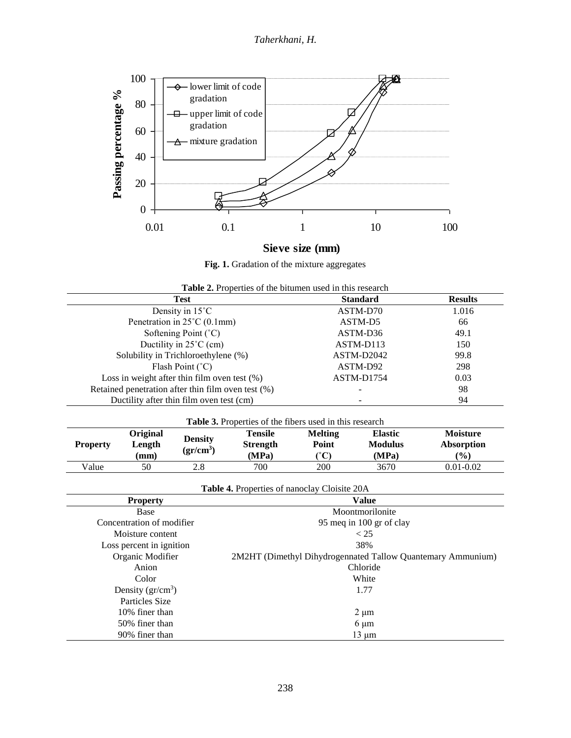Fig. 1. Gradation of the mixture aggregates

**Table 2.** Properties of the bitumen used in this research

| Test | Standard | Results |
|---|---|---|
| Density in 15˚C | ASTM-D70 | 1.016 |
| Penetration in 25˚C (0.1mm) | ASTM-D5 | 66 |
| Softening Point (˚C) | ASTM-D36 | 49.1 |
| Ductility in 25˚C (cm) | ASTM-D113 | 150 |
| Solubility in Trichloroethylene (%) | ASTM-D2042 | 99.8 |
| Flash Point (˚C) | ASTM-D92 | 298 |
| Loss in weight after thin film oven test (%) | ASTM-D1754 | 0.03 |
| Retained penetration after thin film oven test (%) | - | 98 |
| Ductility after thin film oven test (cm) | - | 94 |

**Table 3.** Properties of the fibers used in this research

| Property | Original Length (mm) | Density ($gr/cm^3$) | Tensile Strength (MPa) | Melting Point (˚C) | Elastic Modulus (MPa) | Moisture Absorption (%) |
|---|---|---|---|---|---|---|
| Value | 50 | 2.8 | 700 | 200 | 3670 | 0.01-0.02 |

**Table 4.** Properties of nanoclay Cloisite 20A

| Property | Value |
|---|---|
| Base | Moontmorilonite |
| Concentration of modifier | 95 meq in 100 gr of clay |
| Moisture content | < 25 |
| Loss percent in ignition | 38% |
| Organic Modifier | 2M2HT (Dimethyl Dihydrogennated Tallow Quantemary Ammunium) |
| Anion | Chloride |
| Color | White |
| Density ($gr/cm^3$) | 1.77 |
| Particles Size | |
| 10% finer than | 2 μm |
| 50% finer than | 6 μm |
| 90% finer than | 13 μm |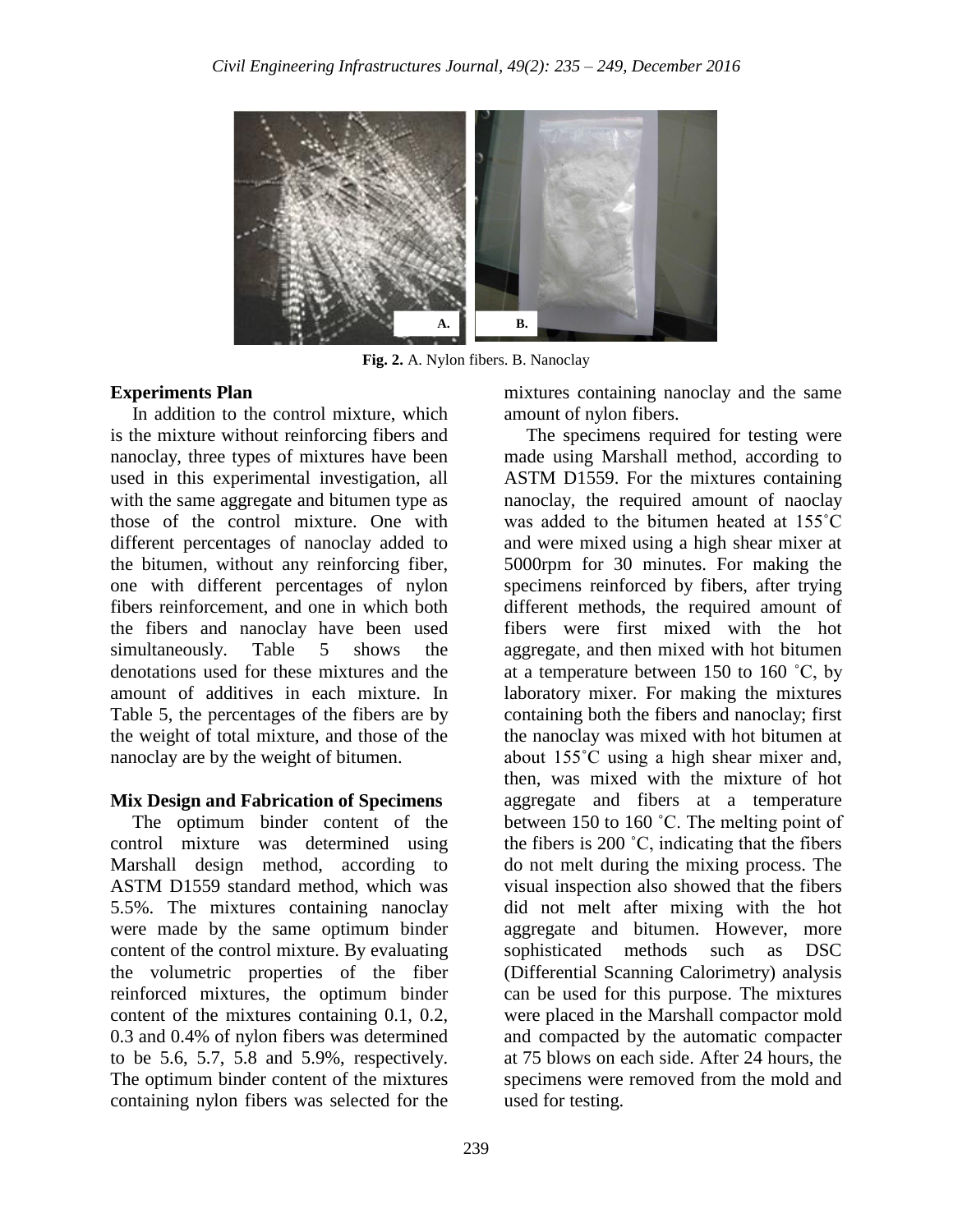Fig. 2. A. Nylon fibers. B. Nanoclay

**Experiments Plan**

In addition to the control mixture, which is the mixture without reinforcing fibers and nanoclay, three types of mixtures have been used in this experimental investigation, all with the same aggregate and bitumen type as those of the control mixture. One with different percentages of nanoclay added to the bitumen, without any reinforcing fiber, one with different percentages of nylon fibers reinforcement, and one in which both the fibers and nanoclay have been used simultaneously. Table 5 shows the denotations used for these mixtures and the amount of additives in each mixture. In Table 5, the percentages of the fibers are by the weight of total mixture, and those of the nanoclay are by the weight of bitumen.

**Mix Design and Fabrication of Specimens**

The optimum binder content of the control mixture was determined using Marshall design method, according to ASTM D1559 standard method, which was 5.5%. The mixtures containing nanoclay were made by the same optimum binder content of the control mixture. By evaluating the volumetric properties of the fiber reinforced mixtures, the optimum binder content of the mixtures containing 0.1, 0.2, 0.3 and 0.4% of nylon fibers was determined to be 5.6, 5.7, 5.8 and 5.9%, respectively. The optimum binder content of the mixtures containing nylon fibers was selected for the mixtures containing nanoclay and the same amount of nylon fibers.

The specimens required for testing were made using Marshall method, according to ASTM D1559. For the mixtures containing nanoclay, the required amount of naoclay was added to the bitumen heated at 155˚C and were mixed using a high shear mixer at 5000rpm for 30 minutes. For making the specimens reinforced by fibers, after trying different methods, the required amount of fibers were first mixed with the hot aggregate, and then mixed with hot bitumen at a temperature between 150 to 160 ˚C, by laboratory mixer. For making the mixtures containing both the fibers and nanoclay; first the nanoclay was mixed with hot bitumen at about 155˚C using a high shear mixer and, then, was mixed with the mixture of hot aggregate and fibers at a temperature between 150 to 160 ˚C. The melting point of the fibers is 200 ˚C, indicating that the fibers do not melt during the mixing process. The visual inspection also showed that the fibers did not melt after mixing with the hot aggregate and bitumen. However, more sophisticated methods such as DSC (Differential Scanning Calorimetry) analysis can be used for this purpose. The mixtures were placed in the Marshall compactor mold and compacted by the automatic compacter at 75 blows on each side. After 24 hours, the specimens were removed from the mold and used for testing.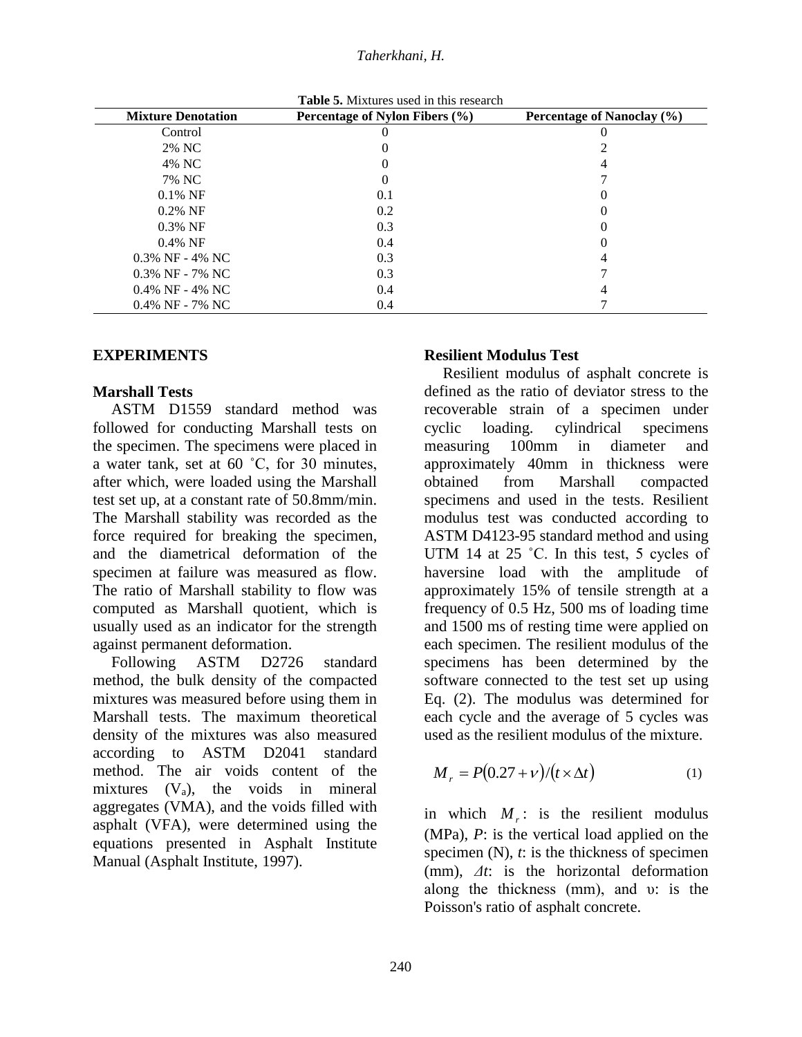**Table 5.** Mixtures used in this research

| Mixture Denotation | Percentage of Nylon Fibers (%) | Percentage of Nanoclay (%) |
|---|---|---|
| Control | 0 | 0 |
| 2% NC | 0 | 2 |
| 4% NC | 0 | 4 |
| 7% NC | 0 | 7 |
| 0.1% NF | 0.1 | 0 |
| 0.2% NF | 0.2 | 0 |
| 0.3% NF | 0.3 | 0 |
| 0.4% NF | 0.4 | 0 |
| 0.3% NF - 4% NC | 0.3 | 4 |
| 0.3% NF - 7% NC | 0.3 | 7 |
| 0.4% NF - 4% NC | 0.4 | 4 |
| 0.4% NF - 7% NC | 0.4 | 7 |

## EXPERIMENTS

### Marshall Tests

ASTM D1559 standard method was followed for conducting Marshall tests on the specimen. The specimens were placed in a water tank, set at 60 ˚C, for 30 minutes, after which, were loaded using the Marshall test set up, at a constant rate of 50.8mm/min. The Marshall stability was recorded as the force required for breaking the specimen, and the diametrical deformation of the specimen at failure was measured as flow. The ratio of Marshall stability to flow was computed as Marshall quotient, which is usually used as an indicator for the strength against permanent deformation.

Following ASTM D2726 standard method, the bulk density of the compacted mixtures was measured before using them in Marshall tests. The maximum theoretical density of the mixtures was also measured according to ASTM D2041 standard method. The air voids content of the mixtures ($V_a$), the voids in mineral aggregates (VMA), and the voids filled with asphalt (VFA), were determined using the equations presented in Asphalt Institute Manual (Asphalt Institute, 1997).

### Resilient Modulus Test

Resilient modulus of asphalt concrete is defined as the ratio of deviator stress to the recoverable strain of a specimen under cyclic loading. cylindrical specimens measuring 100mm in diameter and approximately 40mm in thickness were obtained from Marshall compacted specimens and used in the tests. Resilient modulus test was conducted according to ASTM D4123-95 standard method and using UTM 14 at 25 ˚C. In this test, 5 cycles of haversine load with the amplitude of approximately 15% of tensile strength at a frequency of 0.5 Hz, 500 ms of loading time and 1500 ms of resting time were applied on each specimen. The resilient modulus of the specimens has been determined by the software connected to the test set up using Eq. (2). The modulus was determined for each cycle and the average of 5 cycles was used as the resilient modulus of the mixture.

$$M_r = P(0.27 + \nu)/(t \times \Delta t) \quad (1)$$

in which $M_r$: is the resilient modulus (MPa), $P$: is the vertical load applied on the specimen (N), $t$: is the thickness of specimen (mm), $\Delta t$: is the horizontal deformation along the thickness (mm), and $\upsilon$: is the Poisson's ratio of asphalt concrete.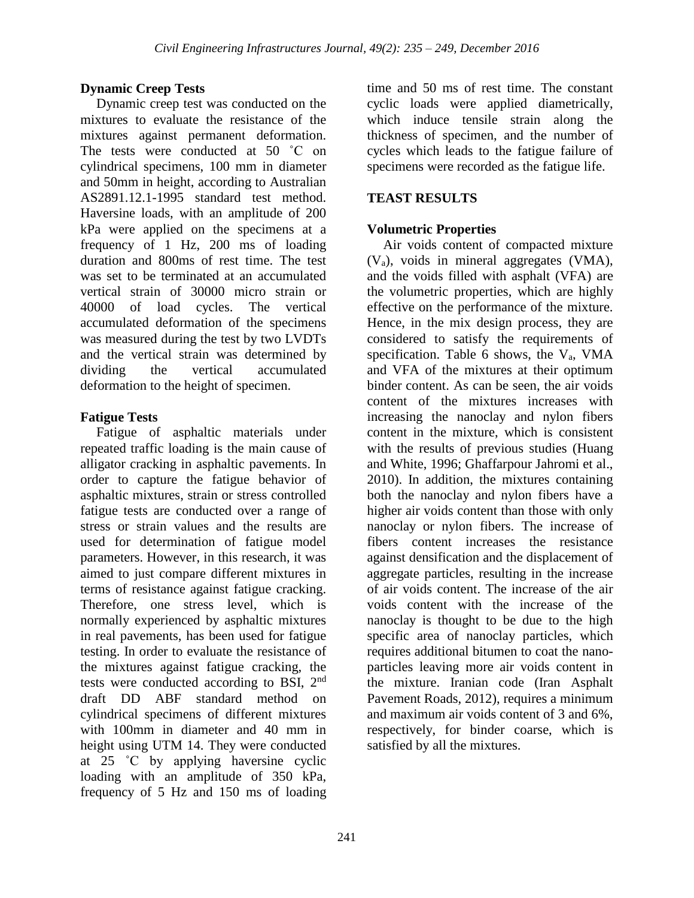### Dynamic Creep Tests

Dynamic creep test was conducted on the mixtures to evaluate the resistance of the mixtures against permanent deformation. The tests were conducted at 50 ˚C on cylindrical specimens, 100 mm in diameter and 50mm in height, according to Australian AS2891.12.1-1995 standard test method. Haversine loads, with an amplitude of 200 kPa were applied on the specimens at a frequency of 1 Hz, 200 ms of loading duration and 800ms of rest time. The test was set to be terminated at an accumulated vertical strain of 30000 micro strain or 40000 of load cycles. The vertical accumulated deformation of the specimens was measured during the test by two LVDTs and the vertical strain was determined by dividing the vertical accumulated deformation to the height of specimen.

### Fatigue Tests

Fatigue of asphaltic materials under repeated traffic loading is the main cause of alligator cracking in asphaltic pavements. In order to capture the fatigue behavior of asphaltic mixtures, strain or stress controlled fatigue tests are conducted over a range of stress or strain values and the results are used for determination of fatigue model parameters. However, in this research, it was aimed to just compare different mixtures in terms of resistance against fatigue cracking. Therefore, one stress level, which is normally experienced by asphaltic mixtures in real pavements, has been used for fatigue testing. In order to evaluate the resistance of the mixtures against fatigue cracking, the tests were conducted according to BSI, 2nd draft DD ABF standard method on cylindrical specimens of different mixtures with 100mm in diameter and 40 mm in height using UTM 14. They were conducted at 25 ˚C by applying haversine cyclic loading with an amplitude of 350 kPa, frequency of 5 Hz and 150 ms of loading time and 50 ms of rest time. The constant cyclic loads were applied diametrically, which induce tensile strain along the thickness of specimen, and the number of cycles which leads to the fatigue failure of specimens were recorded as the fatigue life.

## TEAST RESULTS

### Volumetric Properties

Air voids content of compacted mixture ($V_a$), voids in mineral aggregates (VMA), and the voids filled with asphalt (VFA) are the volumetric properties, which are highly effective on the performance of the mixture. Hence, in the mix design process, they are considered to satisfy the requirements of specification. Table 6 shows, the $V_a$, VMA and VFA of the mixtures at their optimum binder content. As can be seen, the air voids content of the mixtures increases with increasing the nanoclay and nylon fibers content in the mixture, which is consistent with the results of previous studies (Huang and White, 1996; Ghaffarpour Jahromi et al., 2010). In addition, the mixtures containing both the nanoclay and nylon fibers have a higher air voids content than those with only nanoclay or nylon fibers. The increase of fibers content increases the resistance against densification and the displacement of aggregate particles, resulting in the increase of air voids content. The increase of the air voids content with the increase of the nanoclay is thought to be due to the high specific area of nanoclay particles, which requires additional bitumen to coat the nano-particles leaving more air voids content in the mixture. Iranian code (Iran Asphalt Pavement Roads, 2012), requires a minimum and maximum air voids content of 3 and 6%, respectively, for binder coarse, which is satisfied by all the mixtures.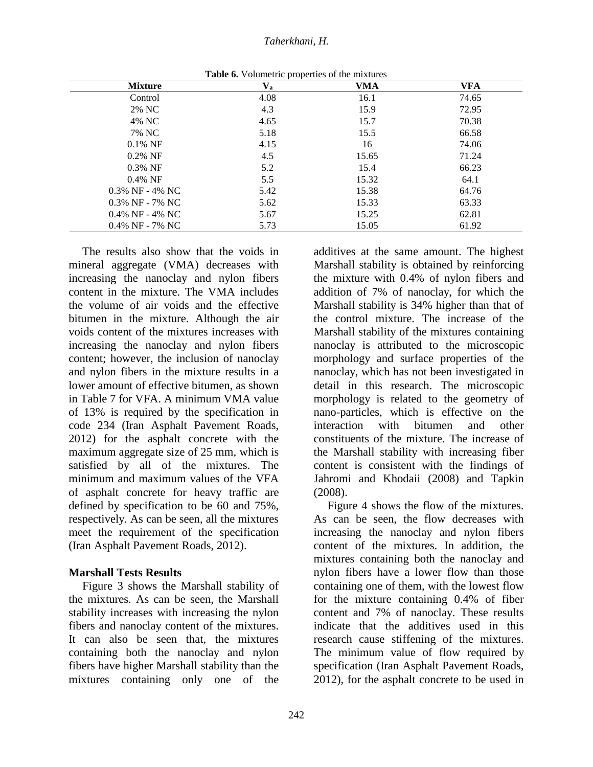**Table 6.** Volumetric properties of the mixtures

| Mixture | $V_a$ | VMA | VFA |
|---|---|---|---|
| Control | 4.08 | 16.1 | 74.65 |
| 2% NC | 4.3 | 15.9 | 72.95 |
| 4% NC | 4.65 | 15.7 | 70.38 |
| 7% NC | 5.18 | 15.5 | 66.58 |
| 0.1% NF | 4.15 | 16 | 74.06 |
| 0.2% NF | 4.5 | 15.65 | 71.24 |
| 0.3% NF | 5.2 | 15.4 | 66.23 |
| 0.4% NF | 5.5 | 15.32 | 64.1 |
| 0.3% NF - 4% NC | 5.42 | 15.38 | 64.76 |
| 0.3% NF - 7% NC | 5.62 | 15.33 | 63.33 |
| 0.4% NF - 4% NC | 5.67 | 15.25 | 62.81 |
| 0.4% NF - 7% NC | 5.73 | 15.05 | 61.92 |

The results also show that the voids in mineral aggregate (VMA) decreases with increasing the nanoclay and nylon fibers content in the mixture. The VMA includes the volume of air voids and the effective bitumen in the mixture. Although the air voids content of the mixtures increases with increasing the nanoclay and nylon fibers content; however, the inclusion of nanoclay and nylon fibers in the mixture results in a lower amount of effective bitumen, as shown in Table 7 for VFA. A minimum VMA value of 13% is required by the specification in code 234 (Iran Asphalt Pavement Roads, 2012) for the asphalt concrete with the maximum aggregate size of 25 mm, which is satisfied by all of the mixtures. The minimum and maximum values of the VFA of asphalt concrete for heavy traffic are defined by specification to be 60 and 75%, respectively. As can be seen, all the mixtures meet the requirement of the specification (Iran Asphalt Pavement Roads, 2012).

### Marshall Tests Results

Figure 3 shows the Marshall stability of the mixtures. As can be seen, the Marshall stability increases with increasing the nylon fibers and nanoclay content of the mixtures. It can also be seen that, the mixtures containing both the nanoclay and nylon fibers have higher Marshall stability than the mixtures containing only one of the additives at the same amount. The highest Marshall stability is obtained by reinforcing the mixture with 0.4% of nylon fibers and addition of 7% of nanoclay, for which the Marshall stability is 34% higher than that of the control mixture. The increase of the Marshall stability of the mixtures containing nanoclay is attributed to the microscopic morphology and surface properties of the nanoclay, which has not been investigated in detail in this research. The microscopic morphology is related to the geometry of nano-particles, which is effective on the interaction with bitumen and other constituents of the mixture. The increase of the Marshall stability with increasing fiber content is consistent with the findings of Jahromi and Khodaii (2008) and Tapkin (2008).

Figure 4 shows the flow of the mixtures. As can be seen, the flow decreases with increasing the nanoclay and nylon fibers content of the mixtures. In addition, the mixtures containing both the nanoclay and nylon fibers have a lower flow than those containing one of them, with the lowest flow for the mixture containing 0.4% of fiber content and 7% of nanoclay. These results indicate that the additives used in this research cause stiffening of the mixtures. The minimum value of flow required by specification (Iran Asphalt Pavement Roads, 2012), for the asphalt concrete to be used in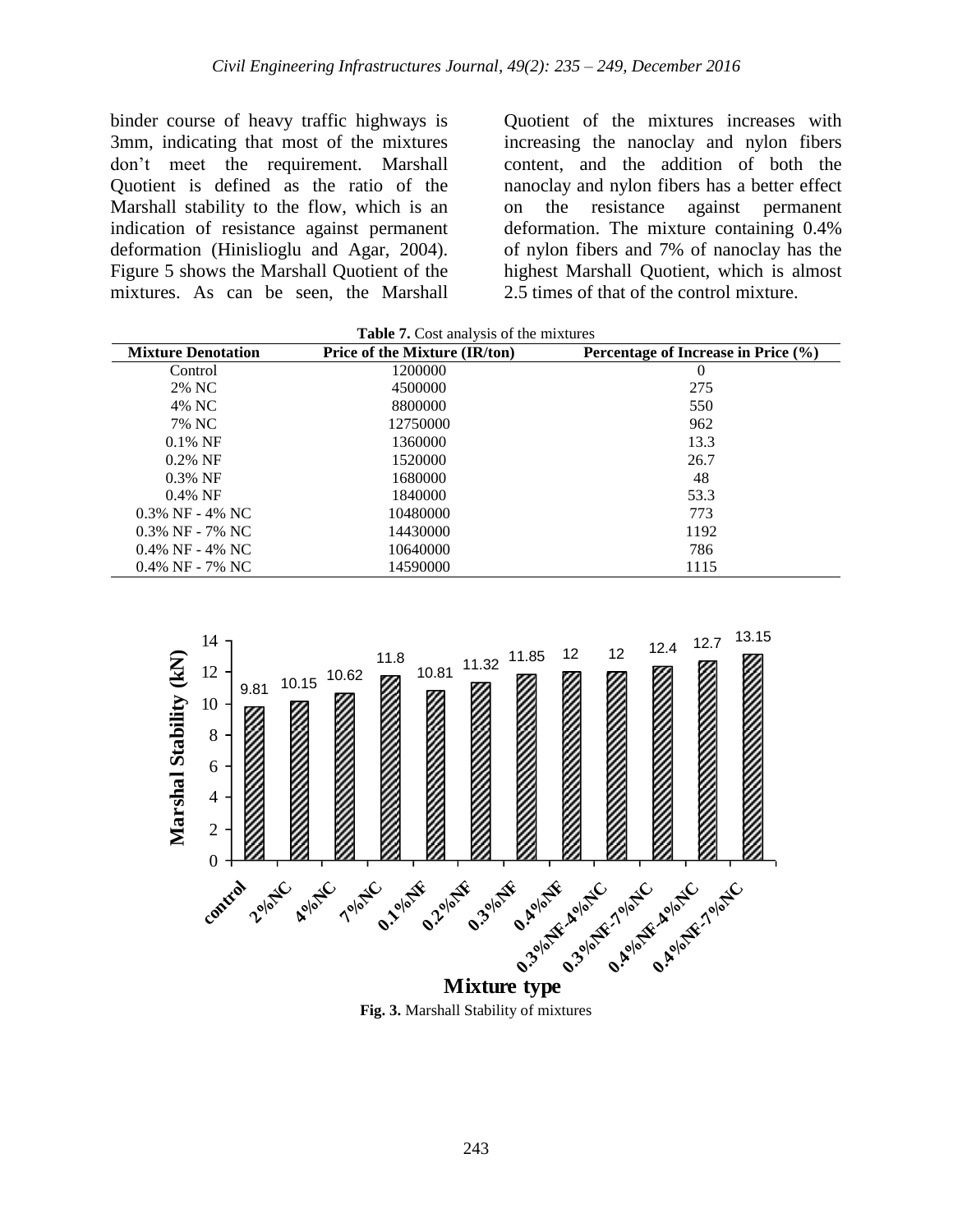binder course of heavy traffic highways is 3mm, indicating that most of the mixtures don't meet the requirement. Marshall Quotient is defined as the ratio of the Marshall stability to the flow, which is an indication of resistance against permanent deformation (Hinislioglu and Agar, 2004). Figure 5 shows the Marshall Quotient of the mixtures. As can be seen, the Marshall Quotient of the mixtures increases with increasing the nanoclay and nylon fibers content, and the addition of both the nanoclay and nylon fibers has a better effect on the resistance against permanent deformation. The mixture containing 0.4% of nylon fibers and 7% of nanoclay has the highest Marshall Quotient, which is almost 2.5 times of that of the control mixture.

**Table 7.** Cost analysis of the mixtures

| Mixture Denotation | Price of the Mixture (IR/ton) | Percentage of Increase in Price (%) |
|---|---|---|
| Control | 1200000 | 0 |
| 2% NC | 4500000 | 275 |
| 4% NC | 8800000 | 550 |
| 7% NC | 12750000 | 962 |
| 0.1% NF | 1360000 | 13.3 |
| 0.2% NF | 1520000 | 26.7 |
| 0.3% NF | 1680000 | 48 |
| 0.4% NF | 1840000 | 53.3 |
| 0.3% NF - 4% NC | 10480000 | 773 |
| 0.3% NF - 7% NC | 14430000 | 1192 |
| 0.4% NF - 4% NC | 10640000 | 786 |
| 0.4% NF - 7% NC | 14590000 | 1115 |

| Mixture type | Marshal Stability (kN) |
|---|---|
| control | 9.81 |
| 2%NC | 10.15 |
| 4%NC | 10.62 |
| 7%NC | 11.8 |
| 0.1%NF | 10.81 |
| 0.2%NF | 11.32 |
| 0.3%NF | 11.85 |
| 0.4%NF | 12 |
| 0.3%NF-4%NC | 12 |
| 0.3%NF-7%NC | 12.4 |
| 0.4%NF-4%NC | 12.7 |
| 0.4%NF-7%NC | 13.15 |

**Fig. 3.** Marshall Stability of mixtures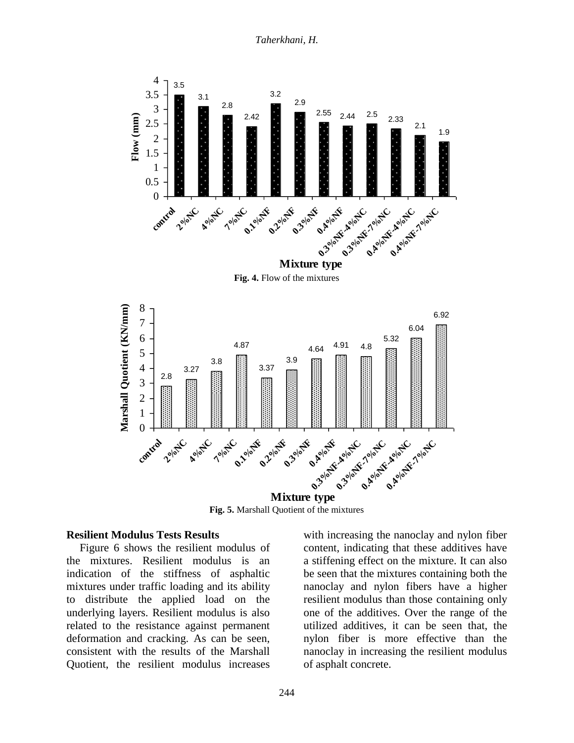Fig. 4. Flow of the mixtures

Fig. 5. Marshall Quotient of the mixtures

### Resilient Modulus Tests Results

Figure 6 shows the resilient modulus of the mixtures. Resilient modulus is an indication of the stiffness of asphaltic mixtures under traffic loading and its ability to distribute the applied load on the underlying layers. Resilient modulus is also related to the resistance against permanent deformation and cracking. As can be seen, consistent with the results of the Marshall Quotient, the resilient modulus increases with increasing the nanoclay and nylon fiber content, indicating that these additives have a stiffening effect on the mixture. It can also be seen that the mixtures containing both the nanoclay and nylon fibers have a higher resilient modulus than those containing only one of the additives. Over the range of the utilized additives, it can be seen that, the nylon fiber is more effective than the nanoclay in increasing the resilient modulus of asphalt concrete.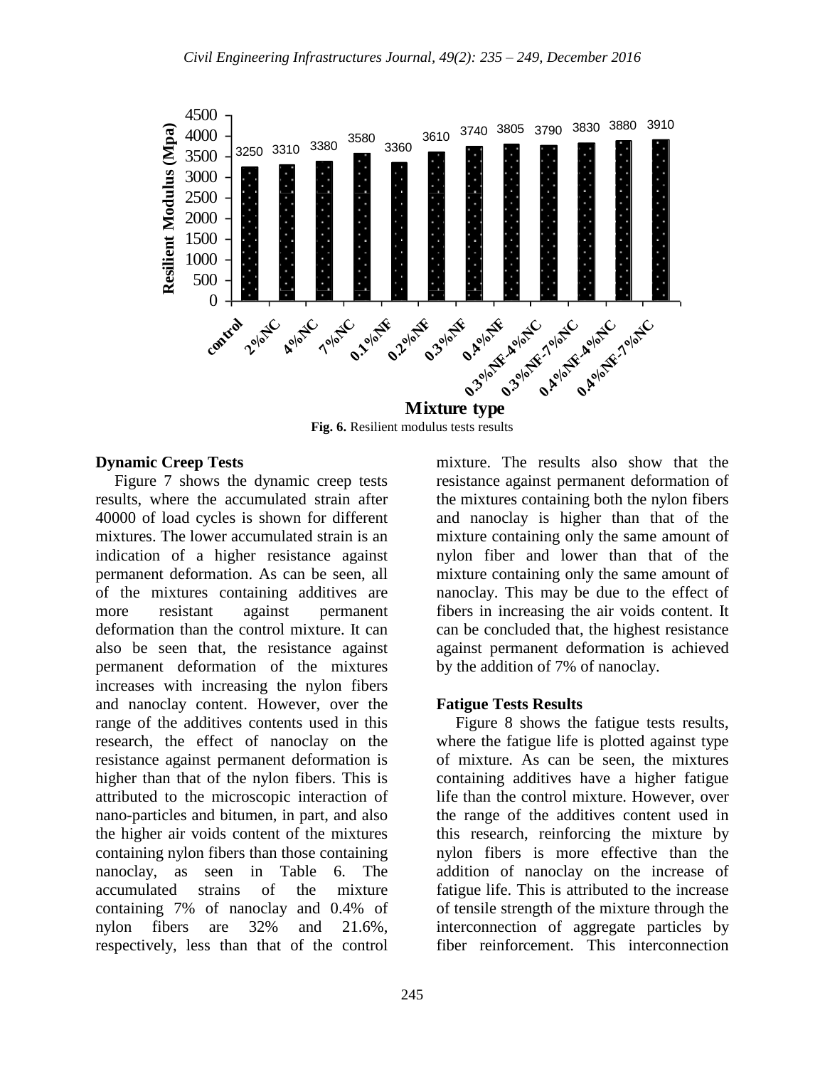**Fig. 6.** Resilient modulus tests results

### Dynamic Creep Tests

Figure 7 shows the dynamic creep tests results, where the accumulated strain after 40000 of load cycles is shown for different mixtures. The lower accumulated strain is an indication of a higher resistance against permanent deformation. As can be seen, all of the mixtures containing additives are more resistant against permanent deformation than the control mixture. It can also be seen that, the resistance against permanent deformation of the mixtures increases with increasing the nylon fibers and nanoclay content. However, over the range of the additives contents used in this research, the effect of nanoclay on the resistance against permanent deformation is higher than that of the nylon fibers. This is attributed to the microscopic interaction of nano-particles and bitumen, in part, and also the higher air voids content of the mixtures containing nylon fibers than those containing nanoclay, as seen in Table 6. The accumulated strains of the mixture containing 7% of nanoclay and 0.4% of nylon fibers are 32% and 21.6%, respectively, less than that of the control mixture. The results also show that the resistance against permanent deformation of the mixtures containing both the nylon fibers and nanoclay is higher than that of the mixture containing only the same amount of nylon fiber and lower than that of the mixture containing only the same amount of nanoclay. This may be due to the effect of fibers in increasing the air voids content. It can be concluded that, the highest resistance against permanent deformation is achieved by the addition of 7% of nanoclay.

### Fatigue Tests Results

Figure 8 shows the fatigue tests results, where the fatigue life is plotted against type of mixture. As can be seen, the mixtures containing additives have a higher fatigue life than the control mixture. However, over the range of the additives content used in this research, reinforcing the mixture by nylon fibers is more effective than the addition of nanoclay on the increase of fatigue life. This is attributed to the increase of tensile strength of the mixture through the interconnection of aggregate particles by fiber reinforcement. This interconnection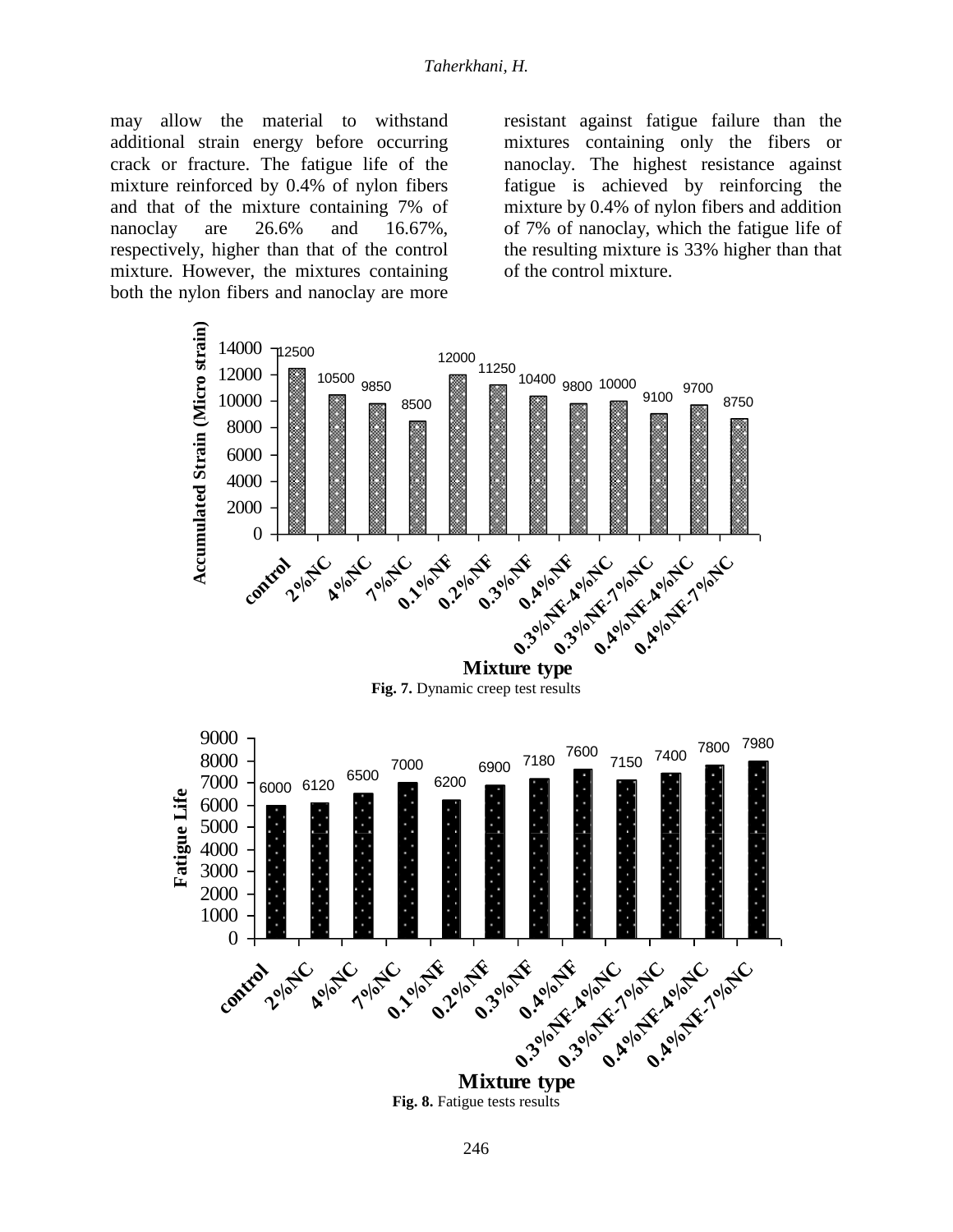may allow the material to withstand additional strain energy before occurring crack or fracture. The fatigue life of the mixture reinforced by 0.4% of nylon fibers and that of the mixture containing 7% of nanoclay are 26.6% and 16.67%, respectively, higher than that of the control mixture. However, the mixtures containing both the nylon fibers and nanoclay are more resistant against fatigue failure than the mixtures containing only the fibers or nanoclay. The highest resistance against fatigue is achieved by reinforcing the mixture by 0.4% of nylon fibers and addition of 7% of nanoclay, which the fatigue life of the resulting mixture is 33% higher than that of the control mixture.

**Fig. 7.** Dynamic creep test results

**Fig. 8.** Fatigue tests results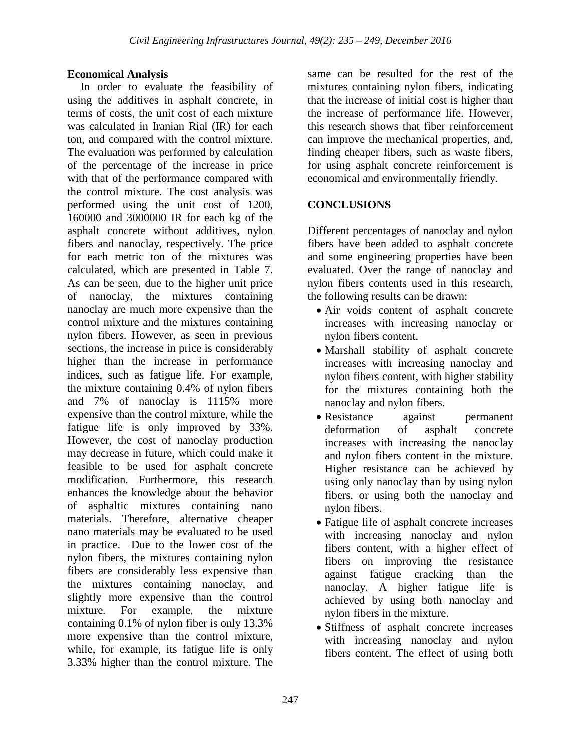**Economical Analysis**

In order to evaluate the feasibility of using the additives in asphalt concrete, in terms of costs, the unit cost of each mixture was calculated in Iranian Rial (IR) for each ton, and compared with the control mixture. The evaluation was performed by calculation of the percentage of the increase in price with that of the performance compared with the control mixture. The cost analysis was performed using the unit cost of 1200, 160000 and 3000000 IR for each kg of the asphalt concrete without additives, nylon fibers and nanoclay, respectively. The price for each metric ton of the mixtures was calculated, which are presented in Table 7. As can be seen, due to the higher unit price of nanoclay, the mixtures containing nanoclay are much more expensive than the control mixture and the mixtures containing nylon fibers. However, as seen in previous sections, the increase in price is considerably higher than the increase in performance indices, such as fatigue life. For example, the mixture containing 0.4% of nylon fibers and 7% of nanoclay is 1115% more expensive than the control mixture, while the fatigue life is only improved by 33%. However, the cost of nanoclay production may decrease in future, which could make it feasible to be used for asphalt concrete modification. Furthermore, this research enhances the knowledge about the behavior of asphaltic mixtures containing nano materials. Therefore, alternative cheaper nano materials may be evaluated to be used in practice. Due to the lower cost of the nylon fibers, the mixtures containing nylon fibers are considerably less expensive than the mixtures containing nanoclay, and slightly more expensive than the control mixture. For example, the mixture containing 0.1% of nylon fiber is only 13.3% more expensive than the control mixture, while, for example, its fatigue life is only 3.33% higher than the control mixture. The same can be resulted for the rest of the mixtures containing nylon fibers, indicating that the increase of initial cost is higher than the increase of performance life. However, this research shows that fiber reinforcement can improve the mechanical properties, and, finding cheaper fibers, such as waste fibers, for using asphalt concrete reinforcement is economical and environmentally friendly.

## CONCLUSIONS

Different percentages of nanoclay and nylon fibers have been added to asphalt concrete and some engineering properties have been evaluated. Over the range of nanoclay and nylon fibers contents used in this research, the following results can be drawn:

- Air voids content of asphalt concrete increases with increasing nanoclay or nylon fibers content.
- Marshall stability of asphalt concrete increases with increasing nanoclay and nylon fibers content, with higher stability for the mixtures containing both the nanoclay and nylon fibers.
- Resistance against permanent deformation of asphalt concrete increases with increasing the nanoclay and nylon fibers content in the mixture. Higher resistance can be achieved by using only nanoclay than by using nylon fibers, or using both the nanoclay and nylon fibers.
- Fatigue life of asphalt concrete increases with increasing nanoclay and nylon fibers content, with a higher effect of fibers on improving the resistance against fatigue cracking than the nanoclay. A higher fatigue life is achieved by using both nanoclay and nylon fibers in the mixture.
- Stiffness of asphalt concrete increases with increasing nanoclay and nylon fibers content. The effect of using both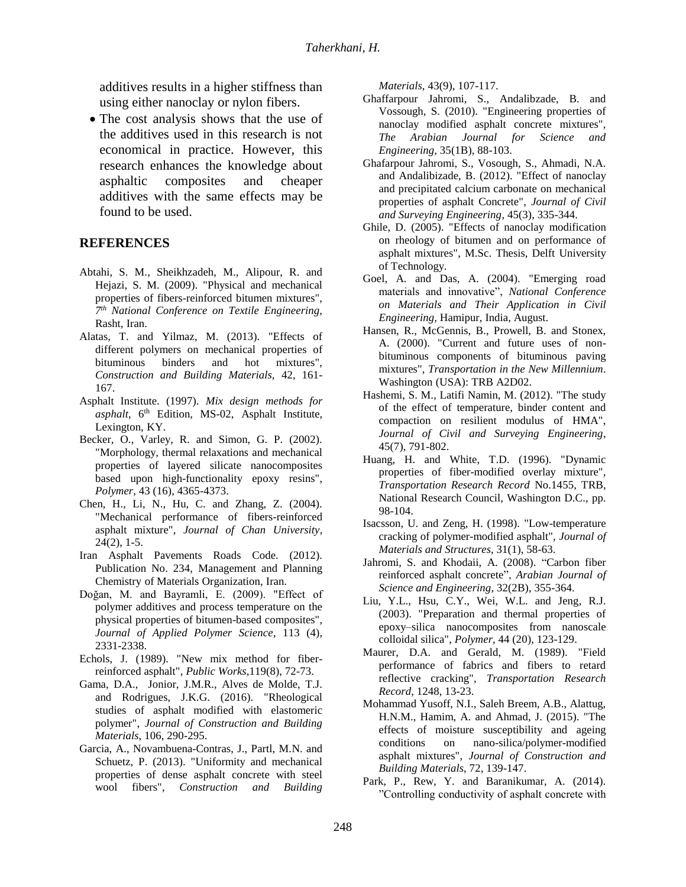additives results in a higher stiffness than using either nanoclay or nylon fibers.

- The cost analysis shows that the use of the additives used in this research is not economical in practice. However, this research enhances the knowledge about asphaltic composites and cheaper additives with the same effects may be found to be used.

## REFERENCES

Abtahi, S. M., Sheikhzadeh, M., Alipour, R. and Hejazi, S. M. (2009). "Physical and mechanical properties of fibers-reinforced bitumen mixtures", *7th National Conference on Textile Engineering,* Rasht, Iran.

Alatas, T. and Yilmaz, M. (2013). "Effects of different polymers on mechanical properties of bituminous binders and hot mixtures", *Construction and Building Materials,* 42, 161-167.

Asphalt Institute. (1997). *Mix design methods for asphalt*, 6th Edition, MS-02, Asphalt Institute, Lexington, KY.

Becker, O., Varley, R. and Simon, G. P. (2002). "Morphology, thermal relaxations and mechanical properties of layered silicate nanocomposites based upon high-functionality epoxy resins", *Polymer*, 43 (16), 4365-4373.

Chen, H., Li, N., Hu, C. and Zhang, Z. (2004). "Mechanical performance of fibers-reinforced asphalt mixture", *Journal of Chan University*, 24(2), 1-5.

Iran Asphalt Pavements Roads Code. (2012). Publication No. 234, Management and Planning Chemistry of Materials Organization, Iran.

Doğan, M. and Bayramli, E. (2009). "Effect of polymer additives and process temperature on the physical properties of bitumen-based composites", *Journal of Applied Polymer Science*, 113 (4), 2331-2338.

Echols, J. (1989). "New mix method for fiber-reinforced asphalt", *Public Works,*119(8), 72-73.

Gama, D.A., Jonior, J.M.R., Alves de Molde, T.J. and Rodrigues, J.K.G. (2016). "Rheological studies of asphalt modified with elastomeric polymer", *Journal of Construction and Building Materials*, 106, 290-295.

Garcia, A., Novambuena-Contras, J., Partl, M.N. and Schuetz, P. (2013). "Uniformity and mechanical properties of dense asphalt concrete with steel wool fibers", *Construction and Building Materials*, 43(9), 107-117.

Ghaffarpour Jahromi, S., Andalibzade, B. and Vossough, S. (2010). "Engineering properties of nanoclay modified asphalt concrete mixtures", *The Arabian Journal for Science and Engineering,* 35(1B), 88-103.

Ghafarpour Jahromi, S., Vosough, S., Ahmadi, N.A. and Andalibizade, B. (2012). "Effect of nanoclay and precipitated calcium carbonate on mechanical properties of asphalt Concrete", *Journal of Civil and Surveying Engineering*, 45(3), 335-344.

Ghile, D. (2005). "Effects of nanoclay modification on rheology of bitumen and on performance of asphalt mixtures", M.Sc. Thesis, Delft University of Technology.

Goel, A. and Das, A. (2004). "Emerging road materials and innovative", *National Conference on Materials and Their Application in Civil Engineering,* Hamipur, India, August.

Hansen, R., McGennis, B., Prowell, B. and Stonex, A. (2000). "Current and future uses of non-bituminous components of bituminous paving mixtures", *Transportation in the New Millennium*. Washington (USA): TRB A2D02.

Hashemi, S. M., Latifi Namin, M. (2012). "The study of the effect of temperature, binder content and compaction on resilient modulus of HMA", *Journal of Civil and Surveying Engineering*, 45(7), 791-802.

Huang, H. and White, T.D. (1996). "Dynamic properties of fiber-modified overlay mixture", *Transportation Research Record* No.1455, TRB, National Research Council, Washington D.C., pp. 98-104.

Isacsson, U. and Zeng, H. (1998). "Low-temperature cracking of polymer-modified asphalt", *Journal of Materials and Structures*, 31(1), 58-63.

Jahromi, S. and Khodaii, A. (2008). "Carbon fiber reinforced asphalt concrete", *Arabian Journal of Science and Engineering*, 32(2B), 355-364.

Liu, Y.L., Hsu, C.Y., Wei, W.L. and Jeng, R.J. (2003). "Preparation and thermal properties of epoxy–silica nanocomposites from nanoscale colloidal silica", *Polymer*, 44 (20), 123-129.

Maurer, D.A. and Gerald, M. (1989). "Field performance of fabrics and fibers to retard reflective cracking", *Transportation Research Record*, 1248, 13-23.

Mohammad Yusoff, N.I., Saleh Breem, A.B., Alattug, H.N.M., Hamim, A. and Ahmad, J. (2015). "The effects of moisture susceptibility and ageing conditions on nano-silica/polymer-modified asphalt mixtures", *Journal of Construction and Building Materials*, 72, 139-147.

Park, P., Rew, Y. and Baranikumar, A. (2014). "Controlling conductivity of asphalt concrete with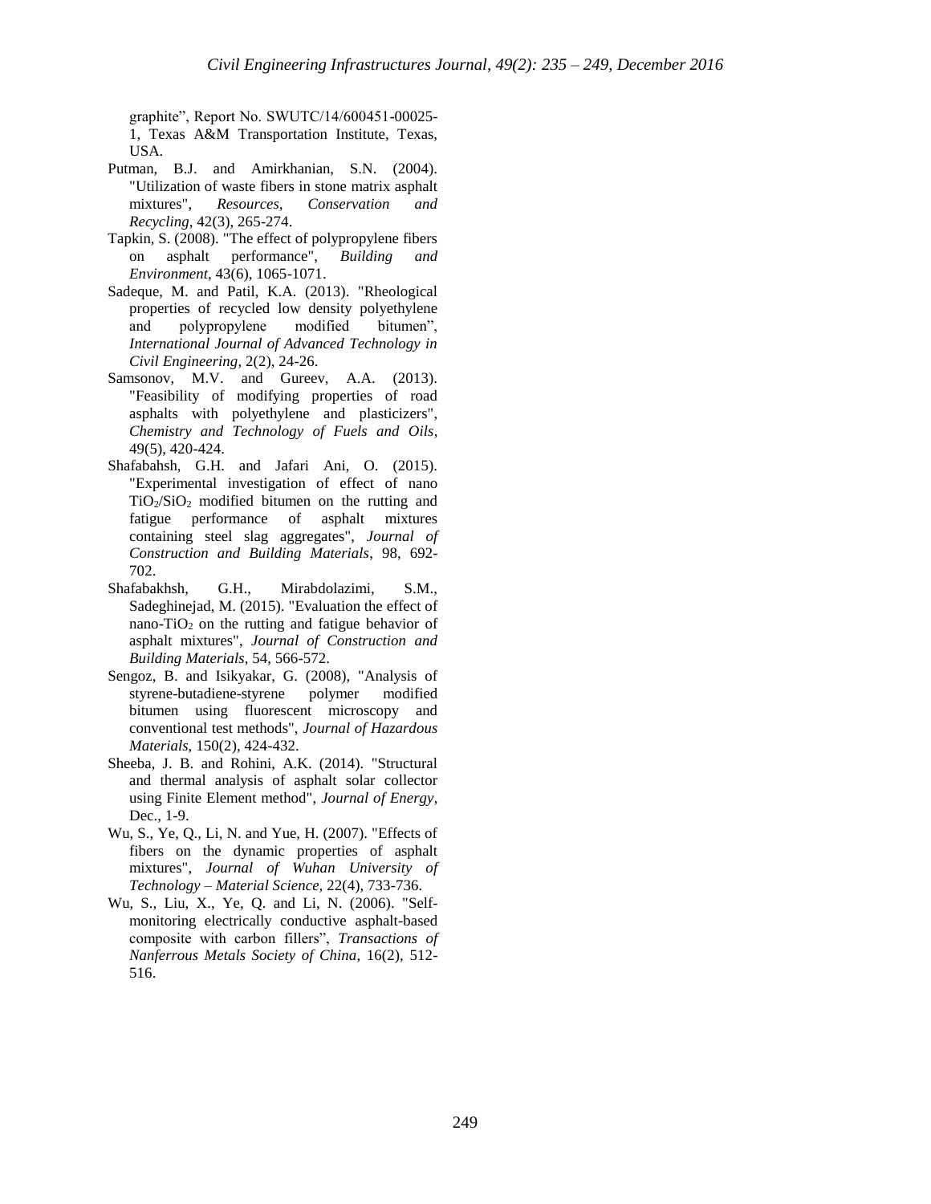graphite", Report No. SWUTC/14/600451-00025-1, Texas A&M Transportation Institute, Texas, USA.

Putman, B.J. and Amirkhanian, S.N. (2004). "Utilization of waste fibers in stone matrix asphalt mixtures", *Resources, Conservation and Recycling*, 42(3), 265-274.

Tapkin, S. (2008). "The effect of polypropylene fibers on asphalt performance", *Building and Environment*, 43(6), 1065-1071.

Sadeque, M. and Patil, K.A. (2013). "Rheological properties of recycled low density polyethylene and polypropylene modified bitumen", *International Journal of Advanced Technology in Civil Engineering*, 2(2), 24-26.

Samsonov, M.V. and Gureev, A.A. (2013). "Feasibility of modifying properties of road asphalts with polyethylene and plasticizers", *Chemistry and Technology of Fuels and Oils*, 49(5), 420-424.

Shafabahsh, G.H. and Jafari Ani, O. (2015). "Experimental investigation of effect of nano $TiO_2/SiO_2$ modified bitumen on the rutting and fatigue performance of asphalt mixtures containing steel slag aggregates", *Journal of Construction and Building Materials*, 98, 692-702.

Shafabakhsh, G.H., Mirabdolazimi, S.M., Sadeghinejad, M. (2015). "Evaluation the effect of nano-$TiO_2$ on the rutting and fatigue behavior of asphalt mixtures", *Journal of Construction and Building Materials*, 54, 566-572.

Sengoz, B. and Isikyakar, G. (2008), "Analysis of styrene-butadiene-styrene polymer modified bitumen using fluorescent microscopy and conventional test methods", *Journal of Hazardous Materials*, 150(2), 424-432.

Sheeba, J. B. and Rohini, A.K. (2014). "Structural and thermal analysis of asphalt solar collector using Finite Element method", *Journal of Energy*, Dec., 1-9.

Wu, S., Ye, Q., Li, N. and Yue, H. (2007). "Effects of fibers on the dynamic properties of asphalt mixtures", *Journal of Wuhan University of Technology – Material Science*, 22(4), 733-736.

Wu, S., Liu, X., Ye, Q. and Li, N. (2006). "Self-monitoring electrically conductive asphalt-based composite with carbon fillers", *Transactions of Nanferrous Metals Society of China*, 16(2), 512-516.